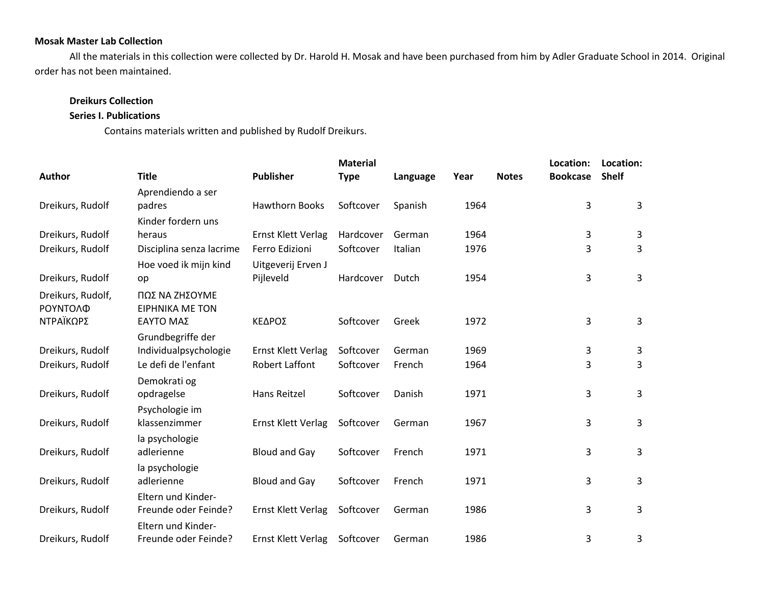**Mosak Master Lab Collection**

All the materials in this collection were collected by Dr. Harold H. Mosak and have been purchased from him by Adler Graduate School in 2014. Original order has not been maintained.

**Dreikurs Collection**

**Series I. Publications**

Contains materials written and published by Rudolf Dreikurs.

| Author | Title | Publisher | Material Type | Language | Year | Notes | Location: Bookcase | Location: Shelf |
|---|---|---|---|---|---|---|---|---|
| Dreikurs, Rudolf | Aprendiendo a ser padres | Hawthorn Books | Softcover | Spanish | 1964 | | 3 | 3 |
| Dreikurs, Rudolf | Kinder fordern uns heraus | Ernst Klett Verlag | Hardcover | German | 1964 | | 3 | 3 |
| Dreikurs, Rudolf | Disciplina senza lacrime | Ferro Edizioni | Softcover | Italian | 1976 | | 3 | 3 |
| Dreikurs, Rudolf | Hoe voed ik mijn kind op | Uitgeverij Erven J Pijleveld | Hardcover | Dutch | 1954 | | 3 | 3 |
| Dreikurs, Rudolf, ΡΟΥΝΤΟΛΦ ΝΤΡΑΪΚΩΡΣ | ΠΩΣ ΝΑ ΖΗΣΟΥΜΕ ΕΙΡΗΝΙΚΑ ΜΕ ΤΟΝ ΕΑΥΤΟ ΜΑΣ | ΚΕΔΡΟΣ | Softcover | Greek | 1972 | | 3 | 3 |
| Dreikurs, Rudolf | Grundbegriffe der Individualpsychologie | Ernst Klett Verlag | Softcover | German | 1969 | | 3 | 3 |
| Dreikurs, Rudolf | Le defi de l'enfant | Robert Laffont | Softcover | French | 1964 | | 3 | 3 |
| Dreikurs, Rudolf | Demokrati og opdragelse | Hans Reitzel | Softcover | Danish | 1971 | | 3 | 3 |
| Dreikurs, Rudolf | Psychologie im klassenzimmer | Ernst Klett Verlag | Softcover | German | 1967 | | 3 | 3 |
| Dreikurs, Rudolf | la psychologie adlerienne | Bloud and Gay | Softcover | French | 1971 | | 3 | 3 |
| Dreikurs, Rudolf | la psychologie adlerienne | Bloud and Gay | Softcover | French | 1971 | | 3 | 3 |
| Dreikurs, Rudolf | Eltern und Kinder-Freunde oder Feinde? | Ernst Klett Verlag | Softcover | German | 1986 | | 3 | 3 |
| Dreikurs, Rudolf | Eltern und Kinder-Freunde oder Feinde? | Ernst Klett Verlag | Softcover | German | 1986 | | 3 | 3 |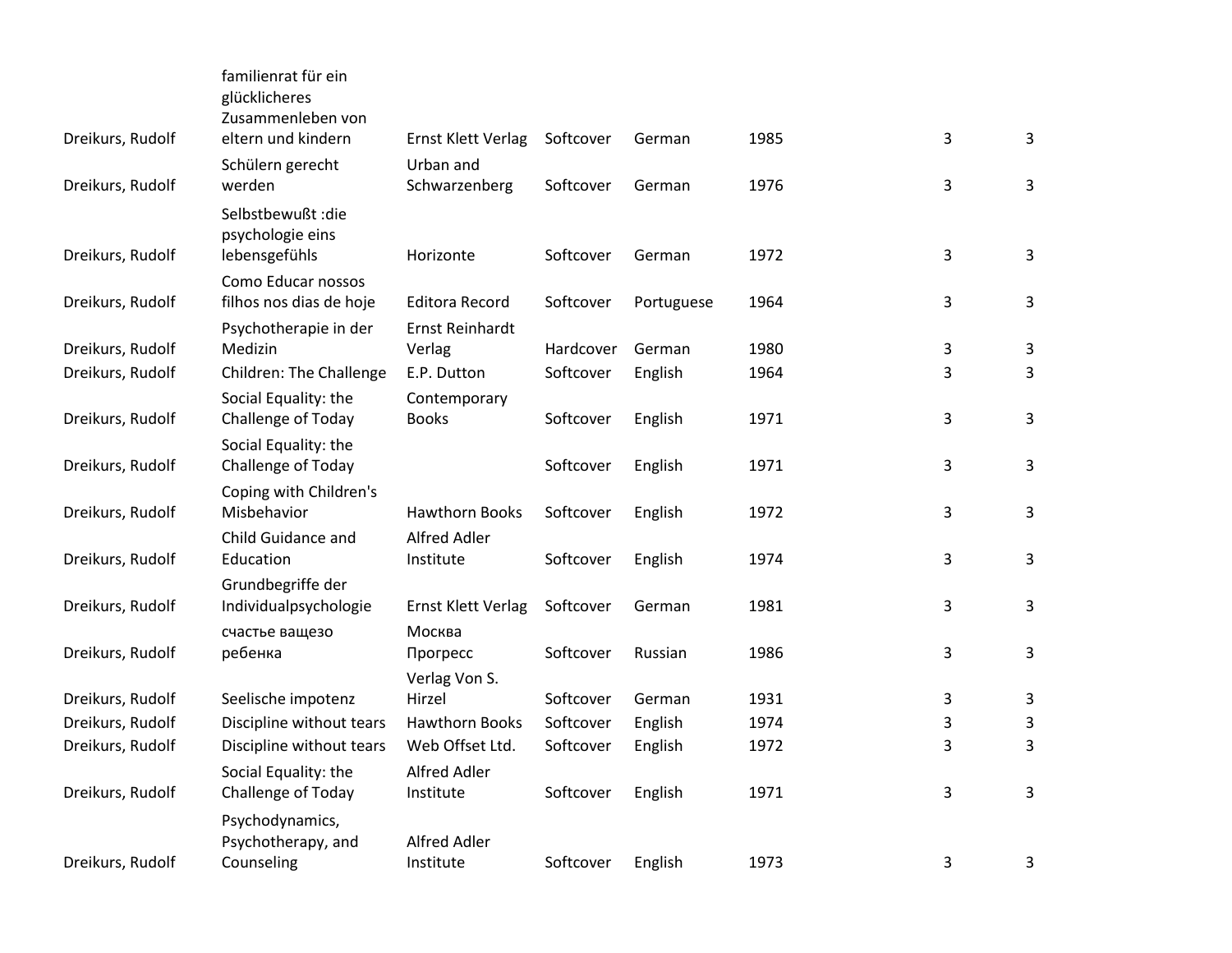| | | | | | | | |
|---|---|---|---|---|---|---|---|
| Dreikurs, Rudolf | familienrat für ein glücklicheres Zusammenleben von eltern und kindern | Ernst Klett Verlag | Softcover | German | 1985 | 3 | 3 |
| Dreikurs, Rudolf | Schülern gerecht werden | Urban and Schwarzenberg | Softcover | German | 1976 | 3 | 3 |
| Dreikurs, Rudolf | Selbstbewußt :die psychologie eins lebensgefühls | Horizonte | Softcover | German | 1972 | 3 | 3 |
| Dreikurs, Rudolf | Como Educar nossos filhos nos dias de hoje | Editora Record | Softcover | Portuguese | 1964 | 3 | 3 |
| Dreikurs, Rudolf | Psychotherapie in der Medizin | Ernst Reinhardt Verlag | Hardcover | German | 1980 | 3 | 3 |
| Dreikurs, Rudolf | Children: The Challenge | E.P. Dutton | Softcover | English | 1964 | 3 | 3 |
| Dreikurs, Rudolf | Social Equality: the Challenge of Today | Contemporary Books | Softcover | English | 1971 | 3 | 3 |
| Dreikurs, Rudolf | Social Equality: the Challenge of Today | | Softcover | English | 1971 | 3 | 3 |
| Dreikurs, Rudolf | Coping with Children's Misbehavior | Hawthorn Books | Softcover | English | 1972 | 3 | 3 |
| Dreikurs, Rudolf | Child Guidance and Education | Alfred Adler Institute | Softcover | English | 1974 | 3 | 3 |
| Dreikurs, Rudolf | Grundbegriffe der Individualpsychologie | Ernst Klett Verlag | Softcover | German | 1981 | 3 | 3 |
| Dreikurs, Rudolf | счастье ващезо ребенка | Москва Прогресс | Softcover | Russian | 1986 | 3 | 3 |
| Dreikurs, Rudolf | Seelische impotenz | Verlag Von S. Hirzel | Softcover | German | 1931 | 3 | 3 |
| Dreikurs, Rudolf | Discipline without tears | Hawthorn Books | Softcover | English | 1974 | 3 | 3 |
| Dreikurs, Rudolf | Discipline without tears | Web Offset Ltd. | Softcover | English | 1972 | 3 | 3 |
| Dreikurs, Rudolf | Social Equality: the Challenge of Today | Alfred Adler Institute | Softcover | English | 1971 | 3 | 3 |
| Dreikurs, Rudolf | Psychodynamics, Psychotherapy, and Counseling | Alfred Adler Institute | Softcover | English | 1973 | 3 | 3 |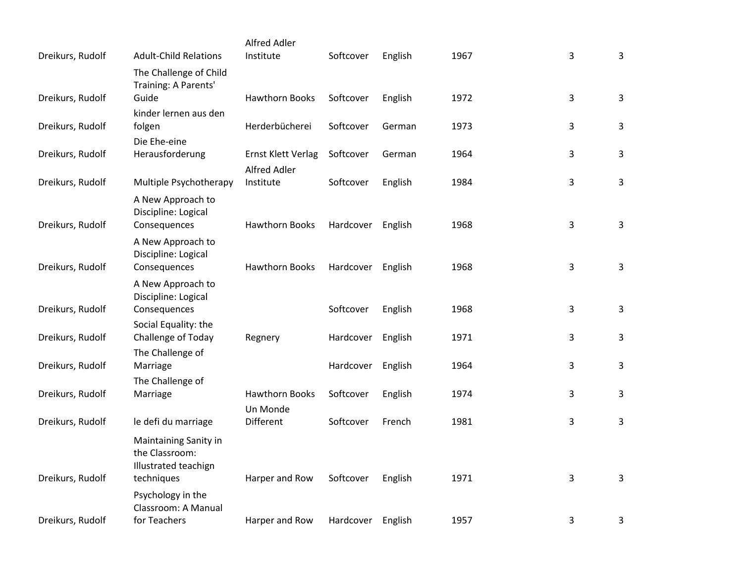| | | | | | | | |
|---|---|---|---|---|---|---|---|
| Dreikurs, Rudolf | Adult-Child Relations | Alfred Adler Institute | Softcover | English | 1967 | 3 | 3 |
| Dreikurs, Rudolf | The Challenge of Child Training: A Parents' Guide | Hawthorn Books | Softcover | English | 1972 | 3 | 3 |
| Dreikurs, Rudolf | kinder lernen aus den folgen | Herderbücherei | Softcover | German | 1973 | 3 | 3 |
| Dreikurs, Rudolf | Die Ehe-eine Herausforderung | Ernst Klett Verlag | Softcover | German | 1964 | 3 | 3 |
| Dreikurs, Rudolf | Multiple Psychotherapy | Alfred Adler Institute | Softcover | English | 1984 | 3 | 3 |
| Dreikurs, Rudolf | A New Approach to Discipline: Logical Consequences | Hawthorn Books | Hardcover | English | 1968 | 3 | 3 |
| Dreikurs, Rudolf | A New Approach to Discipline: Logical Consequences | Hawthorn Books | Hardcover | English | 1968 | 3 | 3 |
| Dreikurs, Rudolf | A New Approach to Discipline: Logical Consequences | | Softcover | English | 1968 | 3 | 3 |
| Dreikurs, Rudolf | Social Equality: the Challenge of Today | Regnery | Hardcover | English | 1971 | 3 | 3 |
| Dreikurs, Rudolf | The Challenge of Marriage | | Hardcover | English | 1964 | 3 | 3 |
| Dreikurs, Rudolf | The Challenge of Marriage | Hawthorn Books | Softcover | English | 1974 | 3 | 3 |
| Dreikurs, Rudolf | le defi du marriage | Un Monde Different | Softcover | French | 1981 | 3 | 3 |
| Dreikurs, Rudolf | Maintaining Sanity in the Classroom: Illustrated teachign techniques | Harper and Row | Softcover | English | 1971 | 3 | 3 |
| Dreikurs, Rudolf | Psychology in the Classroom: A Manual for Teachers | Harper and Row | Hardcover | English | 1957 | 3 | 3 |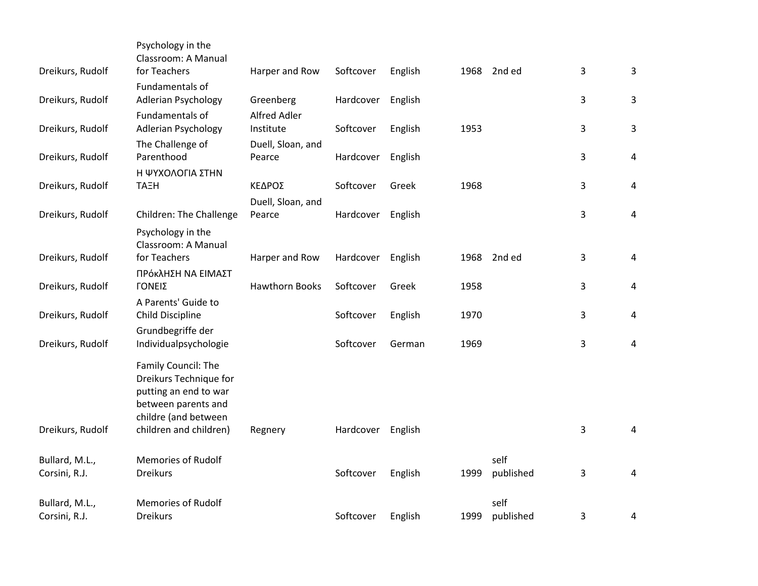| | | | | | | | | |
|---|---|---|---|---|---|---|---|---|
| Dreikurs, Rudolf | Psychology in the Classroom: A Manual for Teachers | Harper and Row | Softcover | English | 1968 | 2nd ed | 3 | 3 |
| Dreikurs, Rudolf | Fundamentals of Adlerian Psychology | Greenberg | Hardcover | English | | | 3 | 3 |
| Dreikurs, Rudolf | Fundamentals of Adlerian Psychology | Alfred Adler Institute | Softcover | English | 1953 | | 3 | 3 |
| Dreikurs, Rudolf | The Challenge of Parenthood | Duell, Sloan, and Pearce | Hardcover | English | | | 3 | 4 |
| Dreikurs, Rudolf | Η ΨΥΧΟΛΟΓΙΑ ΣΤΗΝ ΤΑΞΗ | ΚΕΔΡΟΣ | Softcover | Greek | 1968 | | 3 | 4 |
| Dreikurs, Rudolf | Children: The Challenge | Duell, Sloan, and Pearce | Hardcover | English | | | 3 | 4 |
| Dreikurs, Rudolf | Psychology in the Classroom: A Manual for Teachers | Harper and Row | Hardcover | English | 1968 | 2nd ed | 3 | 4 |
| Dreikurs, Rudolf | ΠΡόκλΗΣΗ ΝΑ ΕΙΜΑΣΤ ΓΟΝΕΙΣ | Hawthorn Books | Softcover | Greek | 1958 | | 3 | 4 |
| Dreikurs, Rudolf | A Parents' Guide to Child Discipline | | Softcover | English | 1970 | | 3 | 4 |
| Dreikurs, Rudolf | Grundbegriffe der Individualpsychologie | | Softcover | German | 1969 | | 3 | 4 |
| Dreikurs, Rudolf | Family Council: The Dreikurs Technique for putting an end to war between parents and childre (and between children and children) | Regnery | Hardcover | English | | | 3 | 4 |
| Bullard, M.L., Corsini, R.J. | Memories of Rudolf Dreikurs | | Softcover | English | 1999 | self published | 3 | 4 |
| Bullard, M.L., Corsini, R.J. | Memories of Rudolf Dreikurs | | Softcover | English | 1999 | self published | 3 | 4 |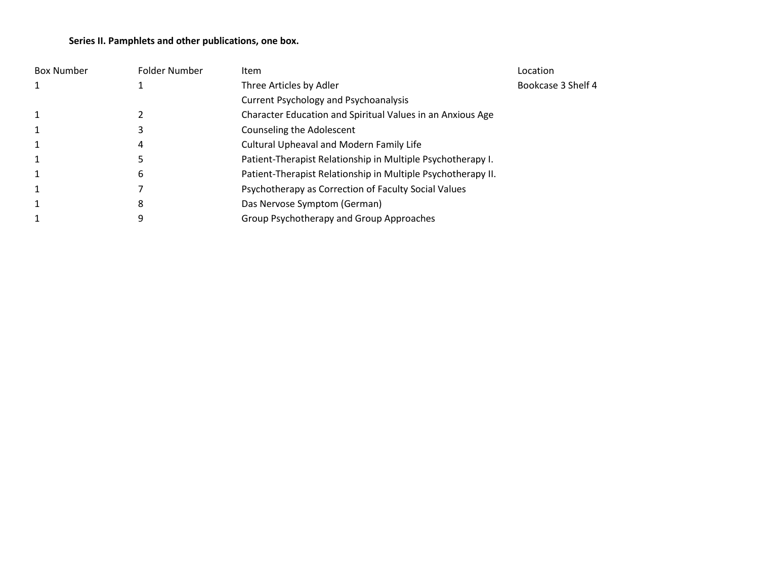**Series II. Pamphlets and other publications, one box.**

| Box Number | Folder Number | Item | Location |
|---|---|---|---|
| 1 | 1 | Three Articles by Adler | Bookcase 3 Shelf 4 |
| | | Current Psychology and Psychoanalysis | |
| 1 | 2 | Character Education and Spiritual Values in an Anxious Age | |
| 1 | 3 | Counseling the Adolescent | |
| 1 | 4 | Cultural Upheaval and Modern Family Life | |
| 1 | 5 | Patient-Therapist Relationship in Multiple Psychotherapy I. | |
| 1 | 6 | Patient-Therapist Relationship in Multiple Psychotherapy II. | |
| 1 | 7 | Psychotherapy as Correction of Faculty Social Values | |
| 1 | 8 | Das Nervose Symptom (German) | |
| 1 | 9 | Group Psychotherapy and Group Approaches | |